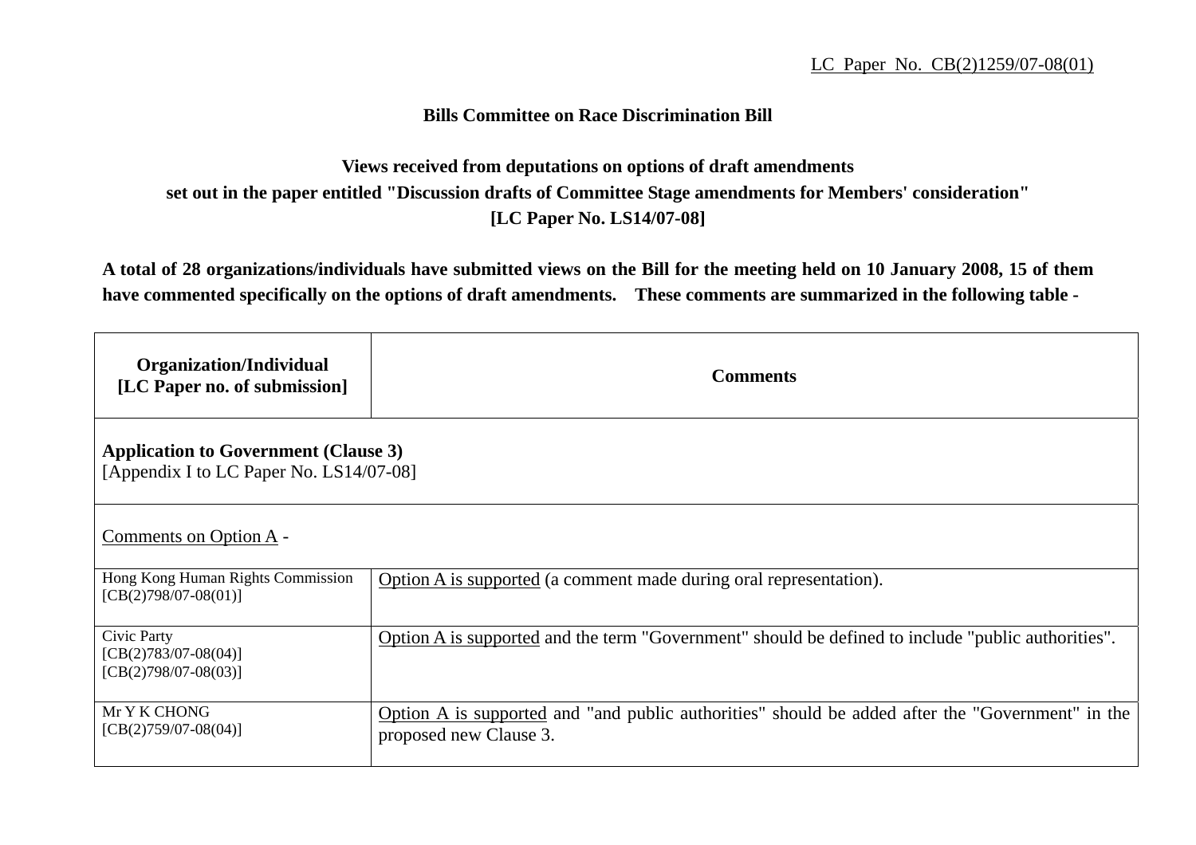LC Paper No. CB(2)1259/07-08(01)

**Bills Committee on Race Discrimination Bill**

**Views received from deputations on options of draft amendments set out in the paper entitled "Discussion drafts of Committee Stage amendments for Members' consideration" [LC Paper No. LS14/07-08]**

**A total of 28 organizations/individuals have submitted views on the Bill for the meeting held on 10 January 2008, 15 of them have commented specifically on the options of draft amendments. These comments are summarized in the following table -**

| Organization/Individual [LC Paper no. of submission] | Comments |
| --- | --- |
| **Application to Government (Clause 3)** [Appendix I to LC Paper No. LS14/07-08] | |
| Comments on Option A - | |
| Hong Kong Human Rights Commission [CB(2)798/07-08(01)] | Option A is supported (a comment made during oral representation). |
| Civic Party [CB(2)783/07-08(04)] [CB(2)798/07-08(03)] | Option A is supported and the term "Government" should be defined to include "public authorities". |
| Mr Y K CHONG [CB(2)759/07-08(04)] | Option A is supported and "and public authorities" should be added after the "Government" in the proposed new Clause 3. |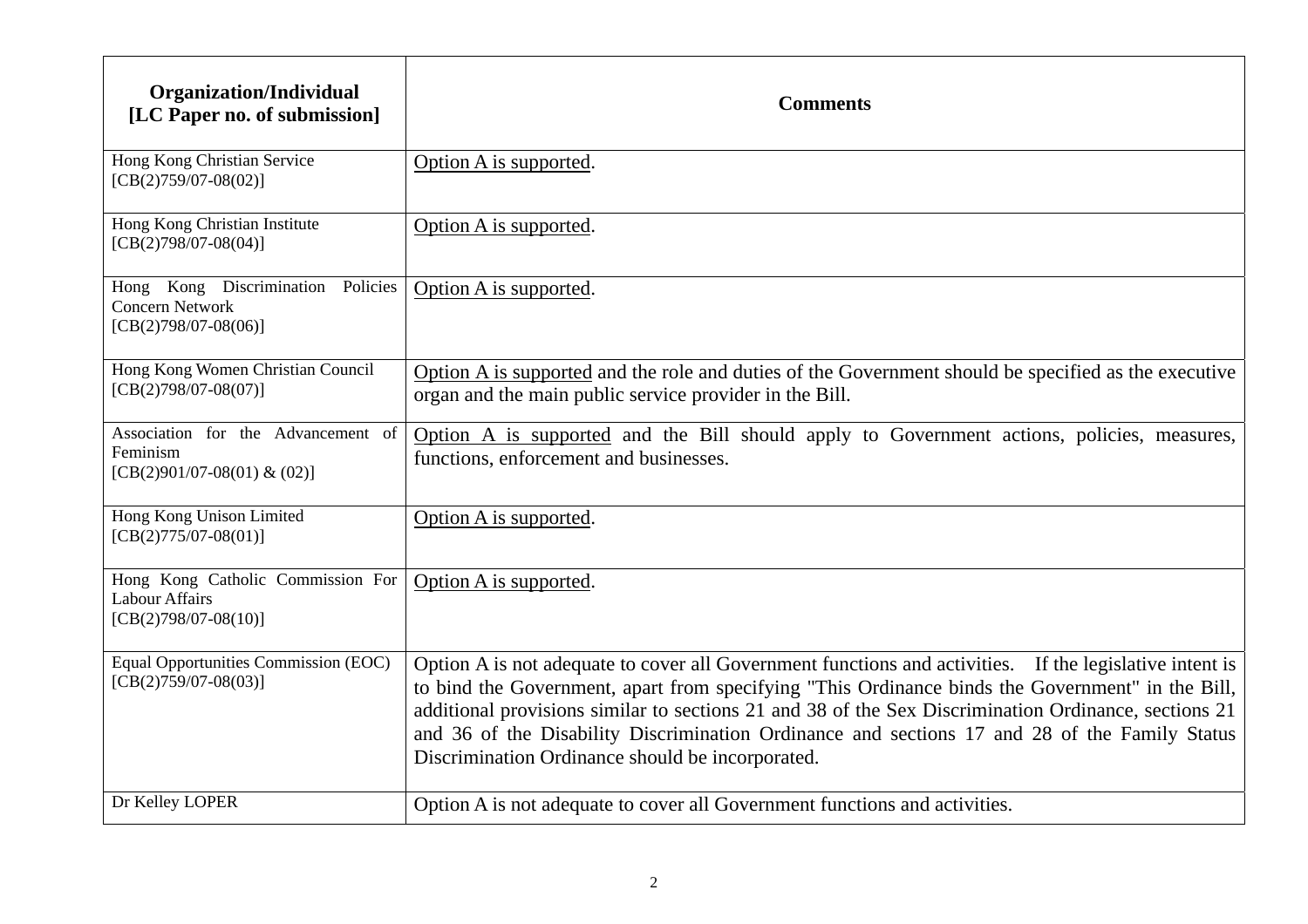| Organization/Individual [LC Paper no. of submission] | Comments |
|---|---|
| Hong Kong Christian Service [CB(2)759/07-08(02)] | Option A is supported. |
| Hong Kong Christian Institute [CB(2)798/07-08(04)] | Option A is supported. |
| Hong Kong Discrimination Policies Concern Network [CB(2)798/07-08(06)] | Option A is supported. |
| Hong Kong Women Christian Council [CB(2)798/07-08(07)] | Option A is supported and the role and duties of the Government should be specified as the executive organ and the main public service provider in the Bill. |
| Association for the Advancement of Feminism [CB(2)901/07-08(01) & (02)] | Option A is supported and the Bill should apply to Government actions, policies, measures, functions, enforcement and businesses. |
| Hong Kong Unison Limited [CB(2)775/07-08(01)] | Option A is supported. |
| Hong Kong Catholic Commission For Labour Affairs [CB(2)798/07-08(10)] | Option A is supported. |
| Equal Opportunities Commission (EOC) [CB(2)759/07-08(03)] | Option A is not adequate to cover all Government functions and activities. If the legislative intent is to bind the Government, apart from specifying "This Ordinance binds the Government" in the Bill, additional provisions similar to sections 21 and 38 of the Sex Discrimination Ordinance, sections 21 and 36 of the Disability Discrimination Ordinance and sections 17 and 28 of the Family Status Discrimination Ordinance should be incorporated. |
| Dr Kelley LOPER | Option A is not adequate to cover all Government functions and activities. |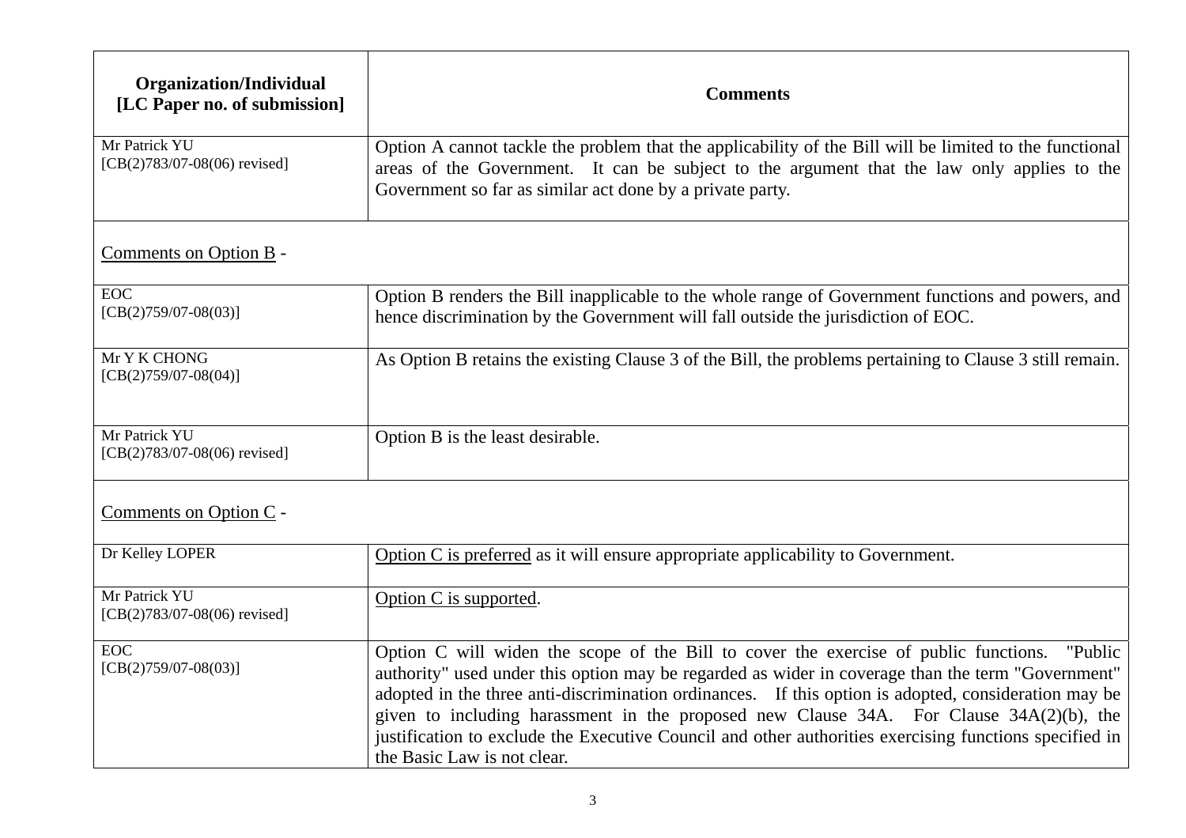| Organization/Individual [LC Paper no. of submission] | Comments |
|---|---|
| Mr Patrick YU [CB(2)783/07-08(06) revised] | Option A cannot tackle the problem that the applicability of the Bill will be limited to the functional areas of the Government. It can be subject to the argument that the law only applies to the Government so far as similar act done by a private party. |
| <u>Comments on Option B</u> - | |
| EOC [CB(2)759/07-08(03)] | Option B renders the Bill inapplicable to the whole range of Government functions and powers, and hence discrimination by the Government will fall outside the jurisdiction of EOC. |
| Mr Y K CHONG [CB(2)759/07-08(04)] | As Option B retains the existing Clause 3 of the Bill, the problems pertaining to Clause 3 still remain. |
| Mr Patrick YU [CB(2)783/07-08(06) revised] | Option B is the least desirable. |
| <u>Comments on Option C</u> - | |
| Dr Kelley LOPER | <u>Option C is preferred</u> as it will ensure appropriate applicability to Government. |
| Mr Patrick YU [CB(2)783/07-08(06) revised] | <u>Option C is supported</u>. |
| EOC [CB(2)759/07-08(03)] | Option C will widen the scope of the Bill to cover the exercise of public functions. "Public authority" used under this option may be regarded as wider in coverage than the term "Government" adopted in the three anti-discrimination ordinances. If this option is adopted, consideration may be given to including harassment in the proposed new Clause 34A. For Clause 34A(2)(b), the justification to exclude the Executive Council and other authorities exercising functions specified in the Basic Law is not clear. |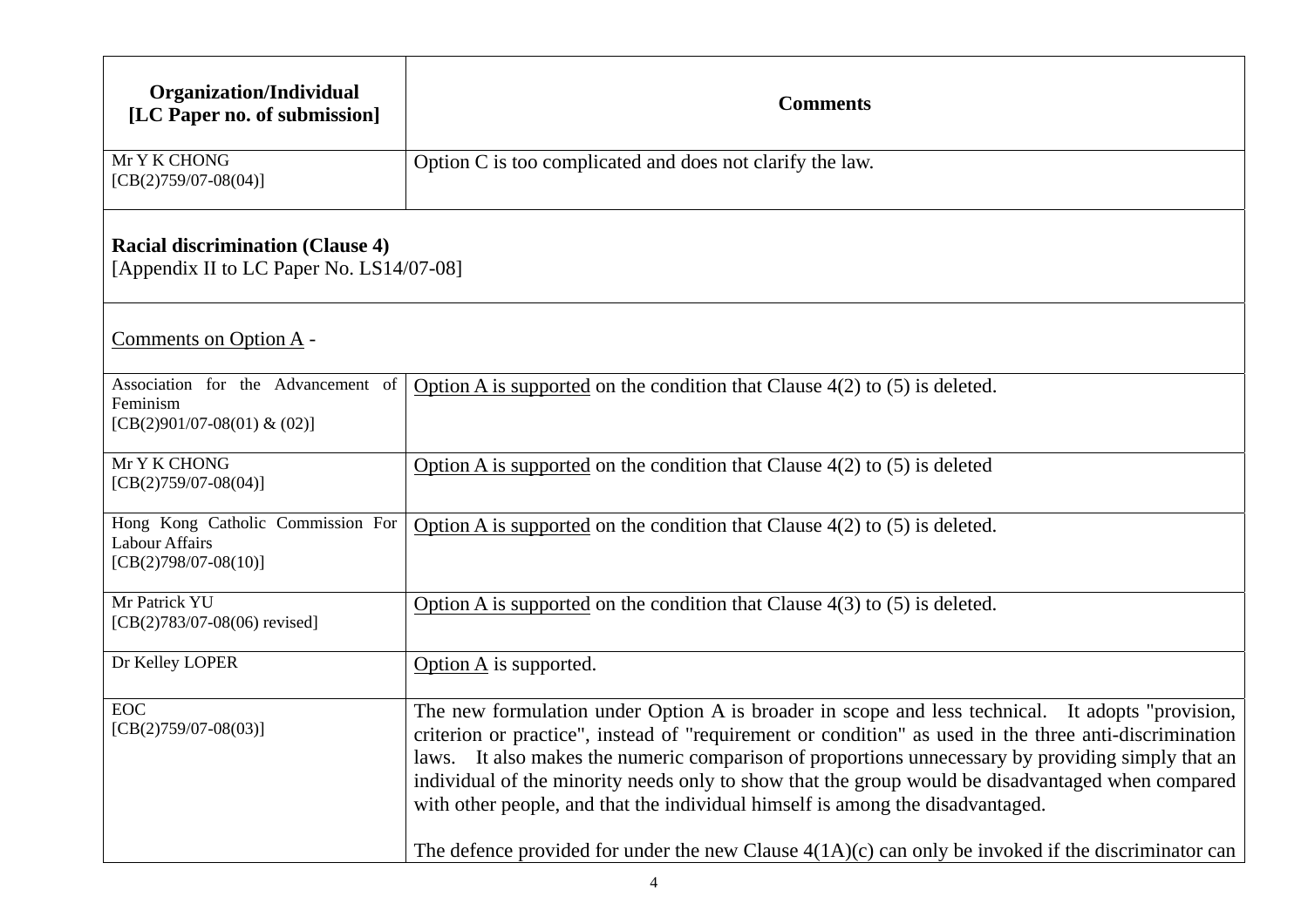| Organization/Individual [LC Paper no. of submission] | Comments |
|---|---|
| Mr Y K CHONG [CB(2)759/07-08(04)] | Option C is too complicated and does not clarify the law. |
| **Racial discrimination (Clause 4)** [Appendix II to LC Paper No. LS14/07-08] | |
| Comments on Option A - | |
| Association for the Advancement of Feminism [CB(2)901/07-08(01) & (02)] | Option A is supported on the condition that Clause 4(2) to (5) is deleted. |
| Mr Y K CHONG [CB(2)759/07-08(04)] | Option A is supported on the condition that Clause 4(2) to (5) is deleted |
| Hong Kong Catholic Commission For Labour Affairs [CB(2)798/07-08(10)] | Option A is supported on the condition that Clause 4(2) to (5) is deleted. |
| Mr Patrick YU [CB(2)783/07-08(06) revised] | Option A is supported on the condition that Clause 4(3) to (5) is deleted. |
| Dr Kelley LOPER | Option A is supported. |
| EOC [CB(2)759/07-08(03)] | The new formulation under Option A is broader in scope and less technical. It adopts "provision, criterion or practice", instead of "requirement or condition" as used in the three anti-discrimination laws. It also makes the numeric comparison of proportions unnecessary by providing simply that an individual of the minority needs only to show that the group would be disadvantaged when compared with other people, and that the individual himself is among the disadvantaged.<br><br>The defence provided for under the new Clause 4(1A)(c) can only be invoked if the discriminator can |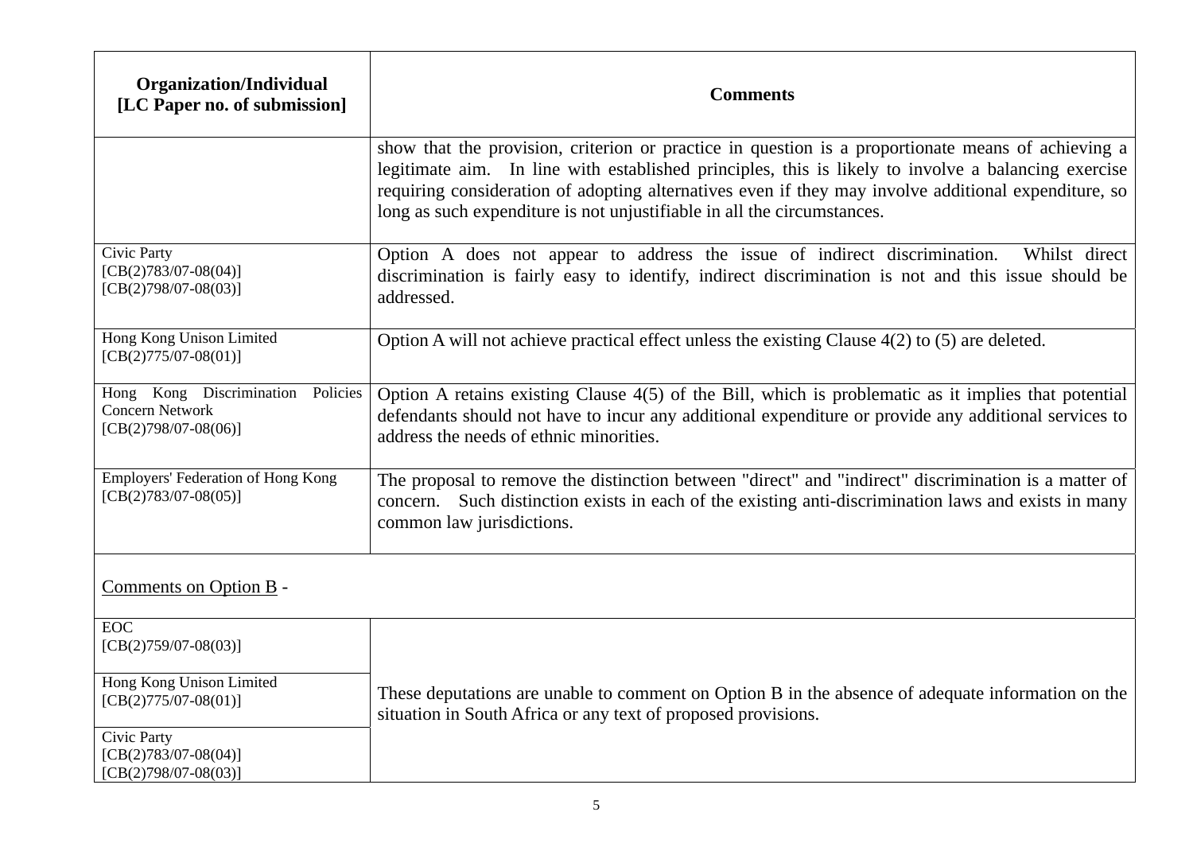| Organization/Individual [LC Paper no. of submission] | Comments |
|---|---|
| | show that the provision, criterion or practice in question is a proportionate means of achieving a legitimate aim. In line with established principles, this is likely to involve a balancing exercise requiring consideration of adopting alternatives even if they may involve additional expenditure, so long as such expenditure is not unjustifiable in all the circumstances. |
| Civic Party [CB(2)783/07-08(04)] [CB(2)798/07-08(03)] | Option A does not appear to address the issue of indirect discrimination. Whilst direct discrimination is fairly easy to identify, indirect discrimination is not and this issue should be addressed. |
| Hong Kong Unison Limited [CB(2)775/07-08(01)] | Option A will not achieve practical effect unless the existing Clause 4(2) to (5) are deleted. |
| Hong Kong Discrimination Policies Concern Network [CB(2)798/07-08(06)] | Option A retains existing Clause 4(5) of the Bill, which is problematic as it implies that potential defendants should not have to incur any additional expenditure or provide any additional services to address the needs of ethnic minorities. |
| Employers' Federation of Hong Kong [CB(2)783/07-08(05)] | The proposal to remove the distinction between "direct" and "indirect" discrimination is a matter of concern. Such distinction exists in each of the existing anti-discrimination laws and exists in many common law jurisdictions. |
| Comments on Option B - | |
| EOC [CB(2)759/07-08(03)] | These deputations are unable to comment on Option B in the absence of adequate information on the situation in South Africa or any text of proposed provisions. |
| Hong Kong Unison Limited [CB(2)775/07-08(01)] | |
| Civic Party [CB(2)783/07-08(04)] [CB(2)798/07-08(03)] | |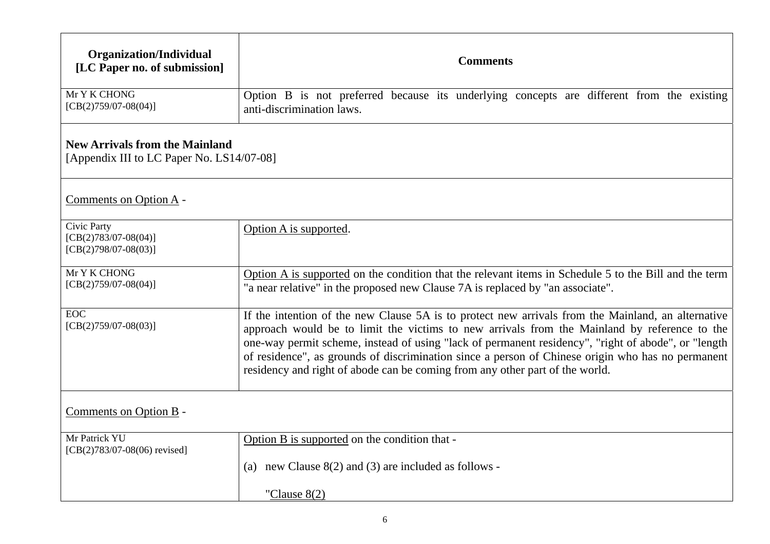| Organization/Individual [LC Paper no. of submission] | Comments |
|---|---|
| Mr Y K CHONG [CB(2)759/07-08(04)] | Option B is not preferred because its underlying concepts are different from the existing anti-discrimination laws. |
| **New Arrivals from the Mainland** [Appendix III to LC Paper No. LS14/07-08] | |
| Comments on Option A - | |
| Civic Party [CB(2)783/07-08(04)] [CB(2)798/07-08(03)] | Option A is supported. |
| Mr Y K CHONG [CB(2)759/07-08(04)] | Option A is supported on the condition that the relevant items in Schedule 5 to the Bill and the term "a near relative" in the proposed new Clause 7A is replaced by "an associate". |
| EOC [CB(2)759/07-08(03)] | If the intention of the new Clause 5A is to protect new arrivals from the Mainland, an alternative approach would be to limit the victims to new arrivals from the Mainland by reference to the one-way permit scheme, instead of using "lack of permanent residency", "right of abode", or "length of residence", as grounds of discrimination since a person of Chinese origin who has no permanent residency and right of abode can be coming from any other part of the world. |
| Comments on Option B - | |
| Mr Patrick YU [CB(2)783/07-08(06) revised] | Option B is supported on the condition that - <br><br> (a) new Clause 8(2) and (3) are included as follows - <br><br> "Clause 8(2) |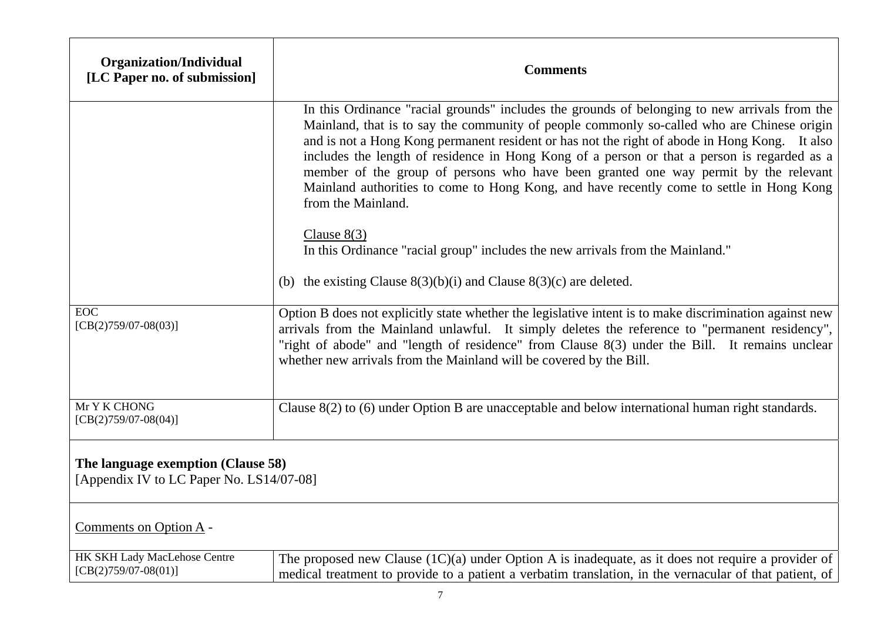| Organization/Individual [LC Paper no. of submission] | Comments |
|---|---|
| | In this Ordinance "racial grounds" includes the grounds of belonging to new arrivals from the Mainland, that is to say the community of people commonly so-called who are Chinese origin and is not a Hong Kong permanent resident or has not the right of abode in Hong Kong. It also includes the length of residence in Hong Kong of a person or that a person is regarded as a member of the group of persons who have been granted one way permit by the relevant Mainland authorities to come to Hong Kong, and have recently come to settle in Hong Kong from the Mainland.<br><br>Clause 8(3)<br>In this Ordinance "racial group" includes the new arrivals from the Mainland."<br><br>(b) the existing Clause 8(3)(b)(i) and Clause 8(3)(c) are deleted. |
| EOC [CB(2)759/07-08(03)] | Option B does not explicitly state whether the legislative intent is to make discrimination against new arrivals from the Mainland unlawful. It simply deletes the reference to "permanent residency", "right of abode" and "length of residence" from Clause 8(3) under the Bill. It remains unclear whether new arrivals from the Mainland will be covered by the Bill. |
| Mr Y K CHONG [CB(2)759/07-08(04)] | Clause 8(2) to (6) under Option B are unacceptable and below international human right standards. |
| **The language exemption (Clause 58)**<br>[Appendix IV to LC Paper No. LS14/07-08] | |
| Comments on Option A - | |
| HK SKH Lady MacLehose Centre [CB(2)759/07-08(01)] | The proposed new Clause (1C)(a) under Option A is inadequate, as it does not require a provider of medical treatment to provide to a patient a verbatim translation, in the vernacular of that patient, of |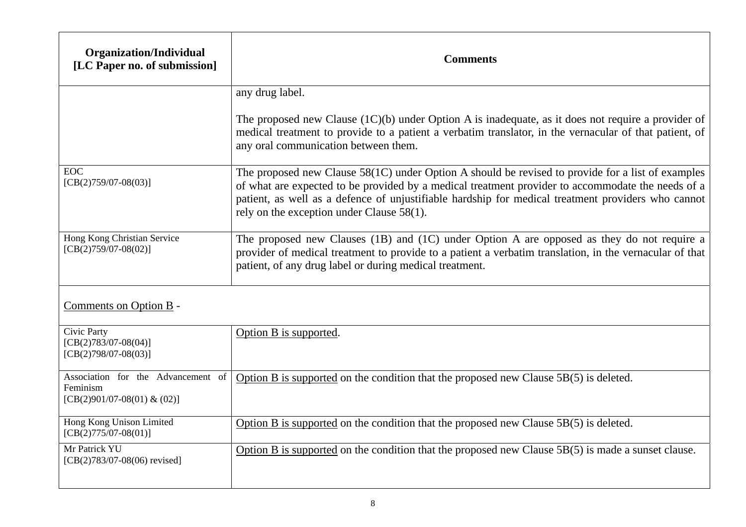| Organization/Individual [LC Paper no. of submission] | Comments |
|---|---|
| | any drug label.<br><br>The proposed new Clause (1C)(b) under Option A is inadequate, as it does not require a provider of medical treatment to provide to a patient a verbatim translator, in the vernacular of that patient, of any oral communication between them. |
| EOC [CB(2)759/07-08(03)] | The proposed new Clause 58(1C) under Option A should be revised to provide for a list of examples of what are expected to be provided by a medical treatment provider to accommodate the needs of a patient, as well as a defence of unjustifiable hardship for medical treatment providers who cannot rely on the exception under Clause 58(1). |
| Hong Kong Christian Service [CB(2)759/07-08(02)] | The proposed new Clauses (1B) and (1C) under Option A are opposed as they do not require a provider of medical treatment to provide to a patient a verbatim translation, in the vernacular of that patient, of any drug label or during medical treatment. |
| <u>Comments on Option B</u> - | |
| Civic Party [CB(2)783/07-08(04)] [CB(2)798/07-08(03)] | <u>Option B is supported</u>. |
| Association for the Advancement of Feminism [CB(2)901/07-08(01) & (02)] | <u>Option B is supported</u> on the condition that the proposed new Clause 5B(5) is deleted. |
| Hong Kong Unison Limited [CB(2)775/07-08(01)] | <u>Option B is supported</u> on the condition that the proposed new Clause 5B(5) is deleted. |
| Mr Patrick YU [CB(2)783/07-08(06) revised] | <u>Option B is supported</u> on the condition that the proposed new Clause 5B(5) is made a sunset clause. |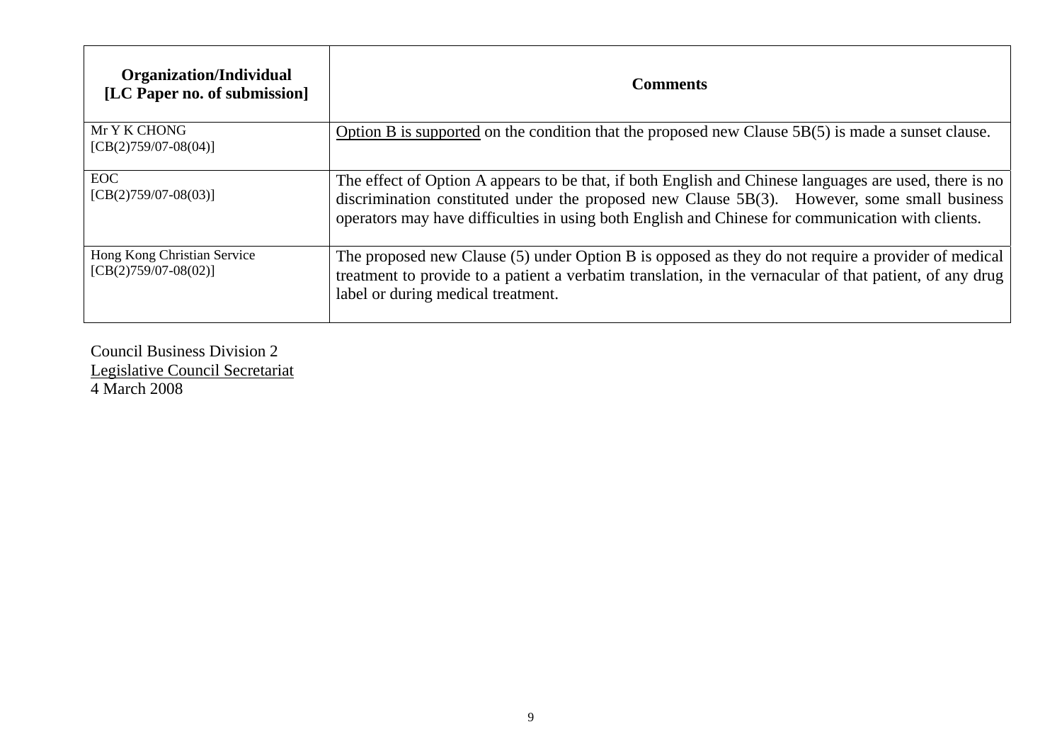| Organization/Individual [LC Paper no. of submission] | Comments |
| --- | --- |
| Mr Y K CHONG [CB(2)759/07-08(04)] | <u>Option B is supported</u> on the condition that the proposed new Clause 5B(5) is made a sunset clause. |
| EOC [CB(2)759/07-08(03)] | The effect of Option A appears to be that, if both English and Chinese languages are used, there is no discrimination constituted under the proposed new Clause 5B(3). However, some small business operators may have difficulties in using both English and Chinese for communication with clients. |
| Hong Kong Christian Service [CB(2)759/07-08(02)] | The proposed new Clause (5) under Option B is opposed as they do not require a provider of medical treatment to provide to a patient a verbatim translation, in the vernacular of that patient, of any drug label or during medical treatment. |

Council Business Division 2
<u>Legislative Council Secretariat</u>
4 March 2008